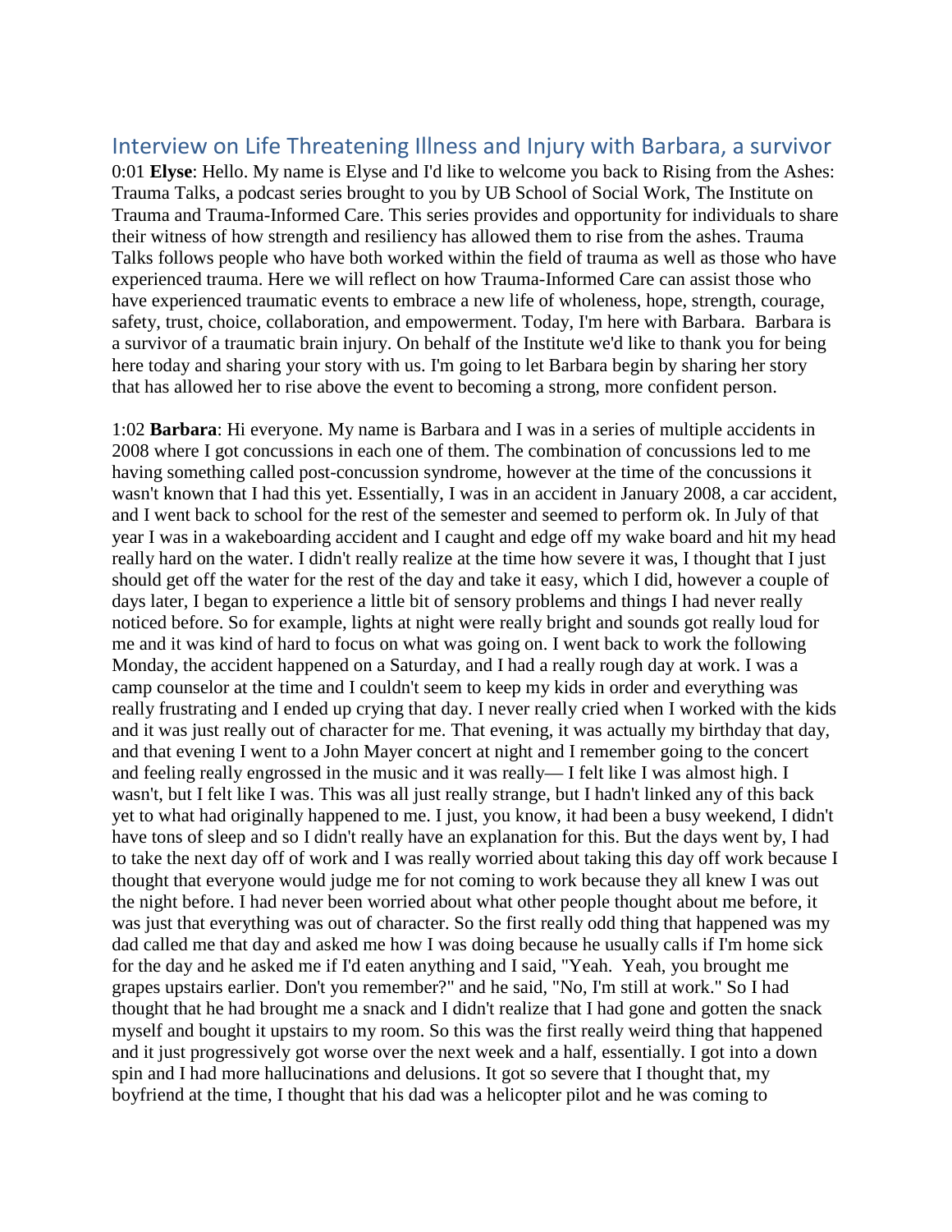## Interview on Life Threatening Illness and Injury with Barbara, a survivor

0:01 **Elyse**: Hello. My name is Elyse and I'd like to welcome you back to Rising from the Ashes: Trauma Talks, a podcast series brought to you by UB School of Social Work, The Institute on Trauma and Trauma-Informed Care. This series provides and opportunity for individuals to share their witness of how strength and resiliency has allowed them to rise from the ashes. Trauma Talks follows people who have both worked within the field of trauma as well as those who have experienced trauma. Here we will reflect on how Trauma-Informed Care can assist those who have experienced traumatic events to embrace a new life of wholeness, hope, strength, courage, safety, trust, choice, collaboration, and empowerment. Today, I'm here with Barbara. Barbara is a survivor of a traumatic brain injury. On behalf of the Institute we'd like to thank you for being here today and sharing your story with us. I'm going to let Barbara begin by sharing her story that has allowed her to rise above the event to becoming a strong, more confident person.

1:02 **Barbara**: Hi everyone. My name is Barbara and I was in a series of multiple accidents in 2008 where I got concussions in each one of them. The combination of concussions led to me having something called post-concussion syndrome, however at the time of the concussions it wasn't known that I had this yet. Essentially, I was in an accident in January 2008, a car accident, and I went back to school for the rest of the semester and seemed to perform ok. In July of that year I was in a wakeboarding accident and I caught and edge off my wake board and hit my head really hard on the water. I didn't really realize at the time how severe it was, I thought that I just should get off the water for the rest of the day and take it easy, which I did, however a couple of days later, I began to experience a little bit of sensory problems and things I had never really noticed before. So for example, lights at night were really bright and sounds got really loud for me and it was kind of hard to focus on what was going on. I went back to work the following Monday, the accident happened on a Saturday, and I had a really rough day at work. I was a camp counselor at the time and I couldn't seem to keep my kids in order and everything was really frustrating and I ended up crying that day. I never really cried when I worked with the kids and it was just really out of character for me. That evening, it was actually my birthday that day, and that evening I went to a John Mayer concert at night and I remember going to the concert and feeling really engrossed in the music and it was really— I felt like I was almost high. I wasn't, but I felt like I was. This was all just really strange, but I hadn't linked any of this back yet to what had originally happened to me. I just, you know, it had been a busy weekend, I didn't have tons of sleep and so I didn't really have an explanation for this. But the days went by, I had to take the next day off of work and I was really worried about taking this day off work because I thought that everyone would judge me for not coming to work because they all knew I was out the night before. I had never been worried about what other people thought about me before, it was just that everything was out of character. So the first really odd thing that happened was my dad called me that day and asked me how I was doing because he usually calls if I'm home sick for the day and he asked me if I'd eaten anything and I said, "Yeah. Yeah, you brought me grapes upstairs earlier. Don't you remember?" and he said, "No, I'm still at work." So I had thought that he had brought me a snack and I didn't realize that I had gone and gotten the snack myself and bought it upstairs to my room. So this was the first really weird thing that happened and it just progressively got worse over the next week and a half, essentially. I got into a down spin and I had more hallucinations and delusions. It got so severe that I thought that, my boyfriend at the time, I thought that his dad was a helicopter pilot and he was coming to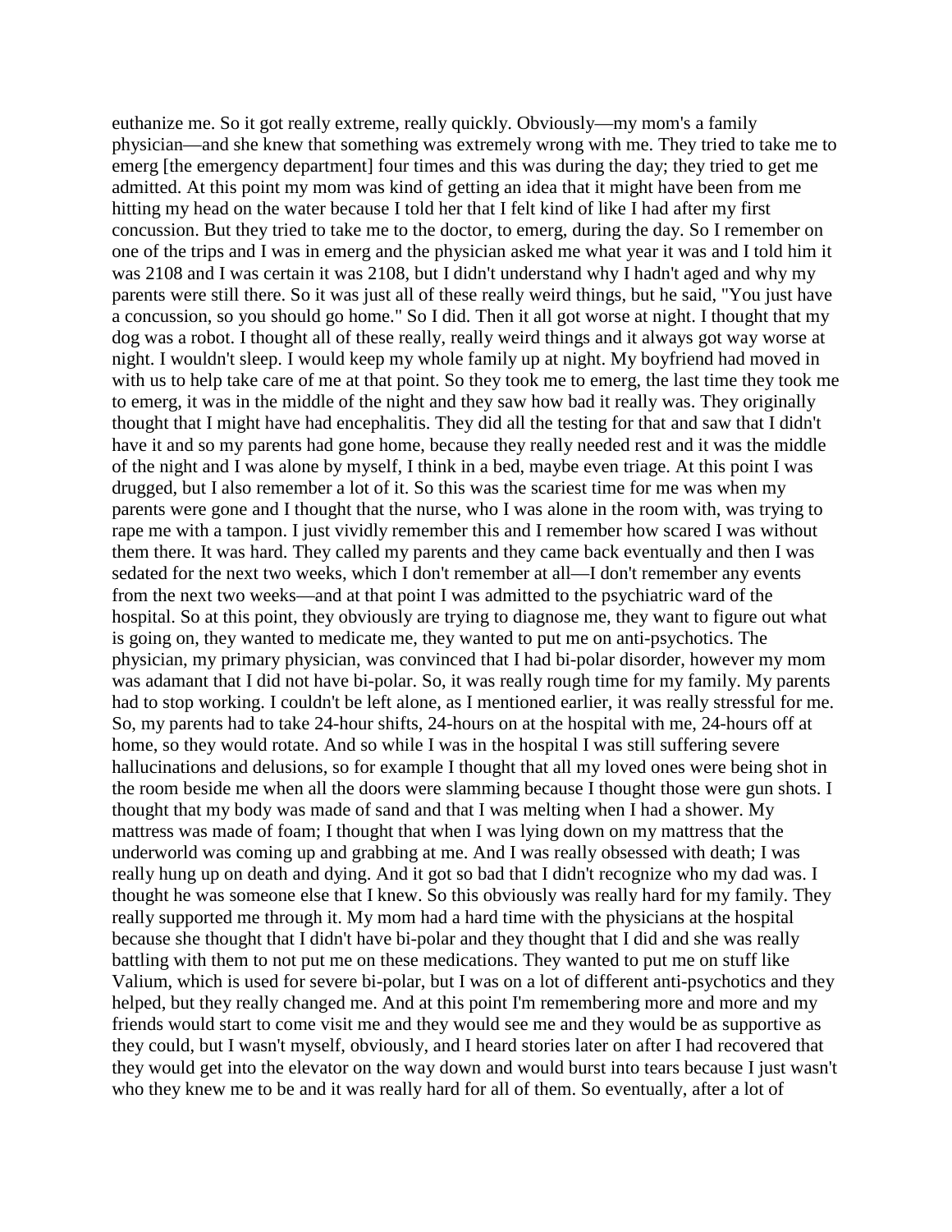euthanize me. So it got really extreme, really quickly. Obviously—my mom's a family physician—and she knew that something was extremely wrong with me. They tried to take me to emerg [the emergency department] four times and this was during the day; they tried to get me admitted. At this point my mom was kind of getting an idea that it might have been from me hitting my head on the water because I told her that I felt kind of like I had after my first concussion. But they tried to take me to the doctor, to emerg, during the day. So I remember on one of the trips and I was in emerg and the physician asked me what year it was and I told him it was 2108 and I was certain it was 2108, but I didn't understand why I hadn't aged and why my parents were still there. So it was just all of these really weird things, but he said, "You just have a concussion, so you should go home." So I did. Then it all got worse at night. I thought that my dog was a robot. I thought all of these really, really weird things and it always got way worse at night. I wouldn't sleep. I would keep my whole family up at night. My boyfriend had moved in with us to help take care of me at that point. So they took me to emerg, the last time they took me to emerg, it was in the middle of the night and they saw how bad it really was. They originally thought that I might have had encephalitis. They did all the testing for that and saw that I didn't have it and so my parents had gone home, because they really needed rest and it was the middle of the night and I was alone by myself, I think in a bed, maybe even triage. At this point I was drugged, but I also remember a lot of it. So this was the scariest time for me was when my parents were gone and I thought that the nurse, who I was alone in the room with, was trying to rape me with a tampon. I just vividly remember this and I remember how scared I was without them there. It was hard. They called my parents and they came back eventually and then I was sedated for the next two weeks, which I don't remember at all—I don't remember any events from the next two weeks—and at that point I was admitted to the psychiatric ward of the hospital. So at this point, they obviously are trying to diagnose me, they want to figure out what is going on, they wanted to medicate me, they wanted to put me on anti-psychotics. The physician, my primary physician, was convinced that I had bi-polar disorder, however my mom was adamant that I did not have bi-polar. So, it was really rough time for my family. My parents had to stop working. I couldn't be left alone, as I mentioned earlier, it was really stressful for me. So, my parents had to take 24-hour shifts, 24-hours on at the hospital with me, 24-hours off at home, so they would rotate. And so while I was in the hospital I was still suffering severe hallucinations and delusions, so for example I thought that all my loved ones were being shot in the room beside me when all the doors were slamming because I thought those were gun shots. I thought that my body was made of sand and that I was melting when I had a shower. My mattress was made of foam; I thought that when I was lying down on my mattress that the underworld was coming up and grabbing at me. And I was really obsessed with death; I was really hung up on death and dying. And it got so bad that I didn't recognize who my dad was. I thought he was someone else that I knew. So this obviously was really hard for my family. They really supported me through it. My mom had a hard time with the physicians at the hospital because she thought that I didn't have bi-polar and they thought that I did and she was really battling with them to not put me on these medications. They wanted to put me on stuff like Valium, which is used for severe bi-polar, but I was on a lot of different anti-psychotics and they helped, but they really changed me. And at this point I'm remembering more and more and my friends would start to come visit me and they would see me and they would be as supportive as they could, but I wasn't myself, obviously, and I heard stories later on after I had recovered that they would get into the elevator on the way down and would burst into tears because I just wasn't who they knew me to be and it was really hard for all of them. So eventually, after a lot of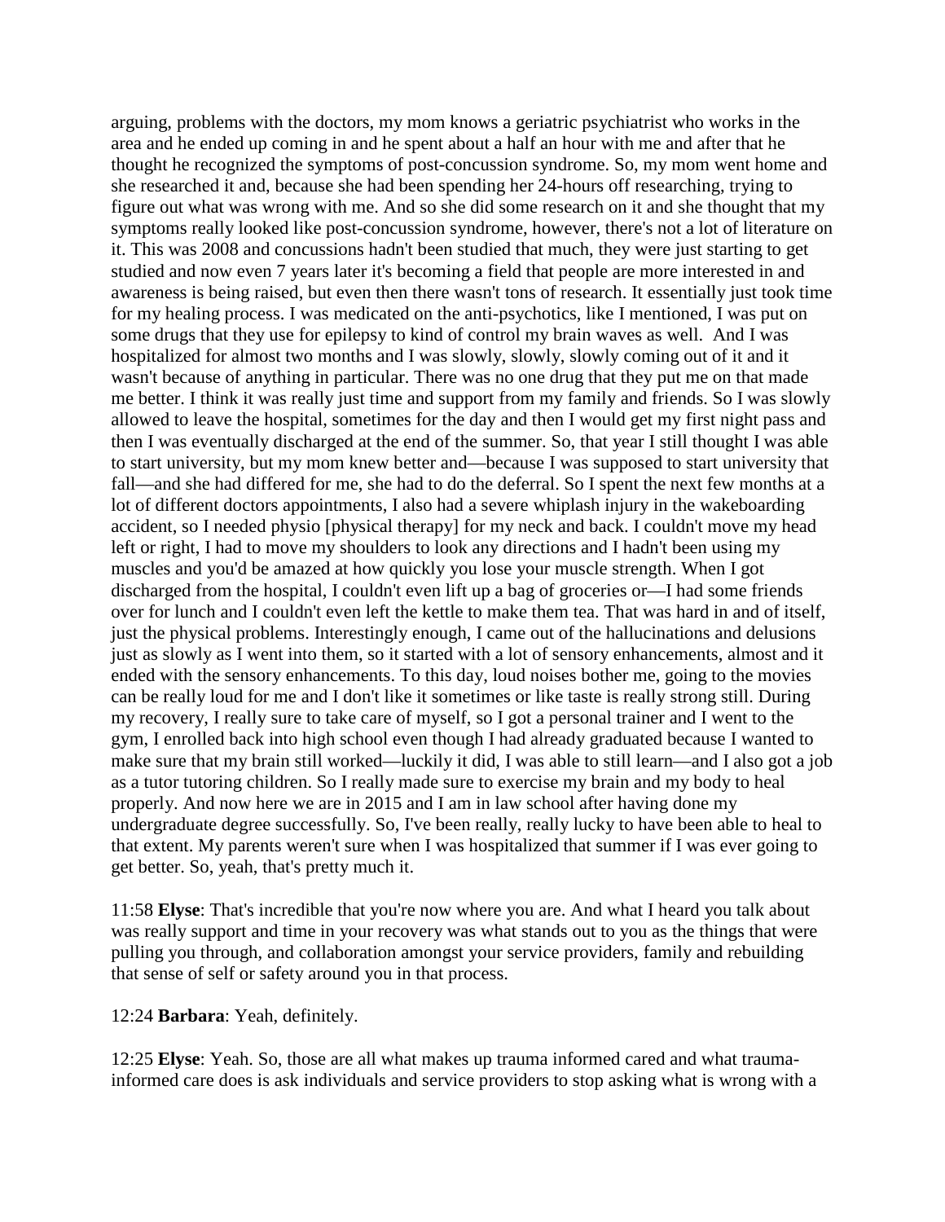arguing, problems with the doctors, my mom knows a geriatric psychiatrist who works in the area and he ended up coming in and he spent about a half an hour with me and after that he thought he recognized the symptoms of post-concussion syndrome. So, my mom went home and she researched it and, because she had been spending her 24-hours off researching, trying to figure out what was wrong with me. And so she did some research on it and she thought that my symptoms really looked like post-concussion syndrome, however, there's not a lot of literature on it. This was 2008 and concussions hadn't been studied that much, they were just starting to get studied and now even 7 years later it's becoming a field that people are more interested in and awareness is being raised, but even then there wasn't tons of research. It essentially just took time for my healing process. I was medicated on the anti-psychotics, like I mentioned, I was put on some drugs that they use for epilepsy to kind of control my brain waves as well. And I was hospitalized for almost two months and I was slowly, slowly, slowly coming out of it and it wasn't because of anything in particular. There was no one drug that they put me on that made me better. I think it was really just time and support from my family and friends. So I was slowly allowed to leave the hospital, sometimes for the day and then I would get my first night pass and then I was eventually discharged at the end of the summer. So, that year I still thought I was able to start university, but my mom knew better and—because I was supposed to start university that fall—and she had differed for me, she had to do the deferral. So I spent the next few months at a lot of different doctors appointments, I also had a severe whiplash injury in the wakeboarding accident, so I needed physio [physical therapy] for my neck and back. I couldn't move my head left or right, I had to move my shoulders to look any directions and I hadn't been using my muscles and you'd be amazed at how quickly you lose your muscle strength. When I got discharged from the hospital, I couldn't even lift up a bag of groceries or—I had some friends over for lunch and I couldn't even left the kettle to make them tea. That was hard in and of itself, just the physical problems. Interestingly enough, I came out of the hallucinations and delusions just as slowly as I went into them, so it started with a lot of sensory enhancements, almost and it ended with the sensory enhancements. To this day, loud noises bother me, going to the movies can be really loud for me and I don't like it sometimes or like taste is really strong still. During my recovery, I really sure to take care of myself, so I got a personal trainer and I went to the gym, I enrolled back into high school even though I had already graduated because I wanted to make sure that my brain still worked—luckily it did, I was able to still learn—and I also got a job as a tutor tutoring children. So I really made sure to exercise my brain and my body to heal properly. And now here we are in 2015 and I am in law school after having done my undergraduate degree successfully. So, I've been really, really lucky to have been able to heal to that extent. My parents weren't sure when I was hospitalized that summer if I was ever going to get better. So, yeah, that's pretty much it.

11:58 **Elyse**: That's incredible that you're now where you are. And what I heard you talk about was really support and time in your recovery was what stands out to you as the things that were pulling you through, and collaboration amongst your service providers, family and rebuilding that sense of self or safety around you in that process.

12:24 **Barbara**: Yeah, definitely.

12:25 **Elyse**: Yeah. So, those are all what makes up trauma informed cared and what trauma-informed care does is ask individuals and service providers to stop asking what is wrong with a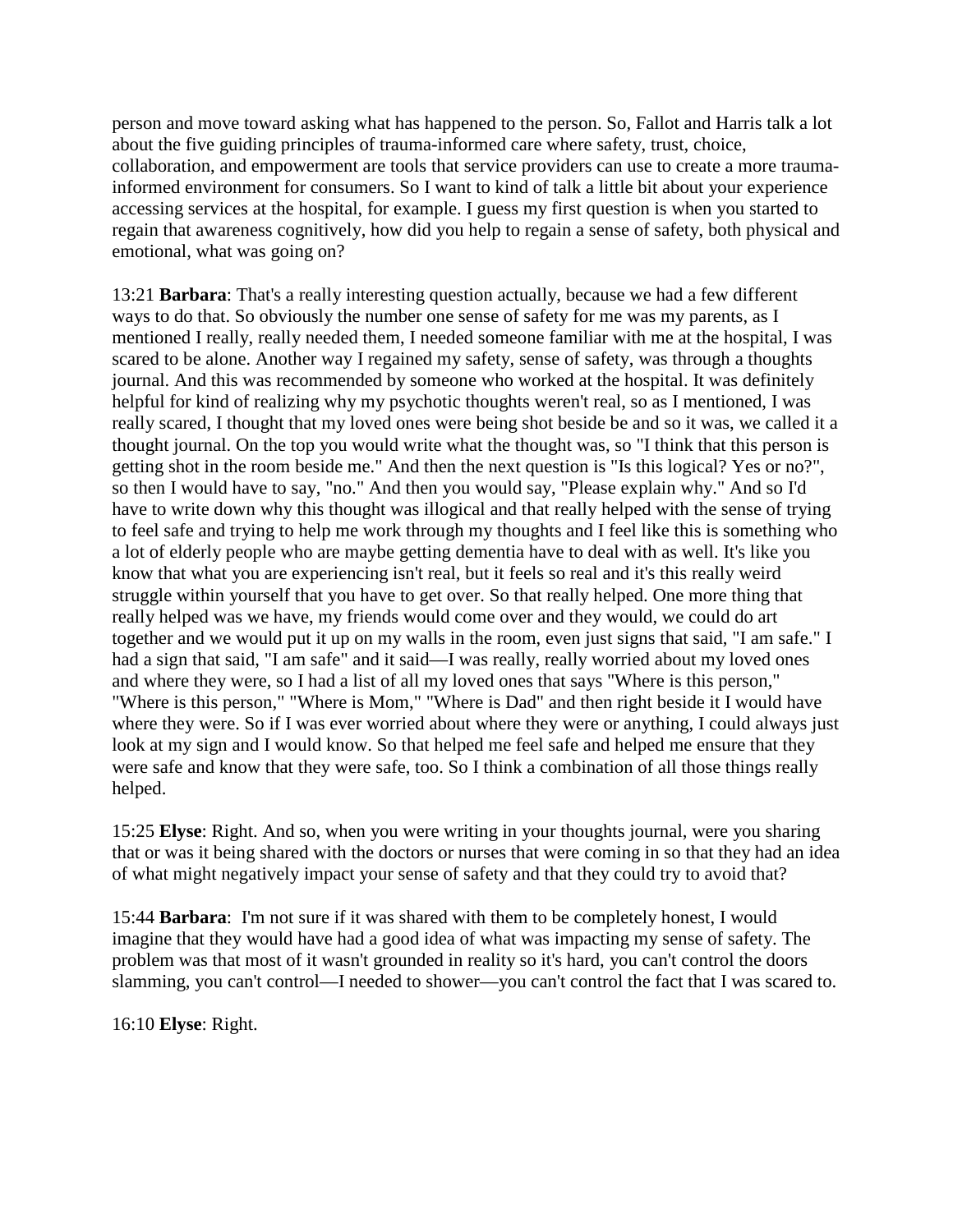person and move toward asking what has happened to the person. So, Fallot and Harris talk a lot about the five guiding principles of trauma-informed care where safety, trust, choice, collaboration, and empowerment are tools that service providers can use to create a more trauma-informed environment for consumers. So I want to kind of talk a little bit about your experience accessing services at the hospital, for example. I guess my first question is when you started to regain that awareness cognitively, how did you help to regain a sense of safety, both physical and emotional, what was going on?

13:21 **Barbara**: That's a really interesting question actually, because we had a few different ways to do that. So obviously the number one sense of safety for me was my parents, as I mentioned I really, really needed them, I needed someone familiar with me at the hospital, I was scared to be alone. Another way I regained my safety, sense of safety, was through a thoughts journal. And this was recommended by someone who worked at the hospital. It was definitely helpful for kind of realizing why my psychotic thoughts weren't real, so as I mentioned, I was really scared, I thought that my loved ones were being shot beside be and so it was, we called it a thought journal. On the top you would write what the thought was, so "I think that this person is getting shot in the room beside me." And then the next question is "Is this logical? Yes or no?", so then I would have to say, "no." And then you would say, "Please explain why." And so I'd have to write down why this thought was illogical and that really helped with the sense of trying to feel safe and trying to help me work through my thoughts and I feel like this is something who a lot of elderly people who are maybe getting dementia have to deal with as well. It's like you know that what you are experiencing isn't real, but it feels so real and it's this really weird struggle within yourself that you have to get over. So that really helped. One more thing that really helped was we have, my friends would come over and they would, we could do art together and we would put it up on my walls in the room, even just signs that said, "I am safe." I had a sign that said, "I am safe" and it said—I was really, really worried about my loved ones and where they were, so I had a list of all my loved ones that says "Where is this person," "Where is this person," "Where is Mom," "Where is Dad" and then right beside it I would have where they were. So if I was ever worried about where they were or anything, I could always just look at my sign and I would know. So that helped me feel safe and helped me ensure that they were safe and know that they were safe, too. So I think a combination of all those things really helped.

15:25 **Elyse**: Right. And so, when you were writing in your thoughts journal, were you sharing that or was it being shared with the doctors or nurses that were coming in so that they had an idea of what might negatively impact your sense of safety and that they could try to avoid that?

15:44 **Barbara**: I'm not sure if it was shared with them to be completely honest, I would imagine that they would have had a good idea of what was impacting my sense of safety. The problem was that most of it wasn't grounded in reality so it's hard, you can't control the doors slamming, you can't control—I needed to shower—you can't control the fact that I was scared to.

16:10 **Elyse**: Right.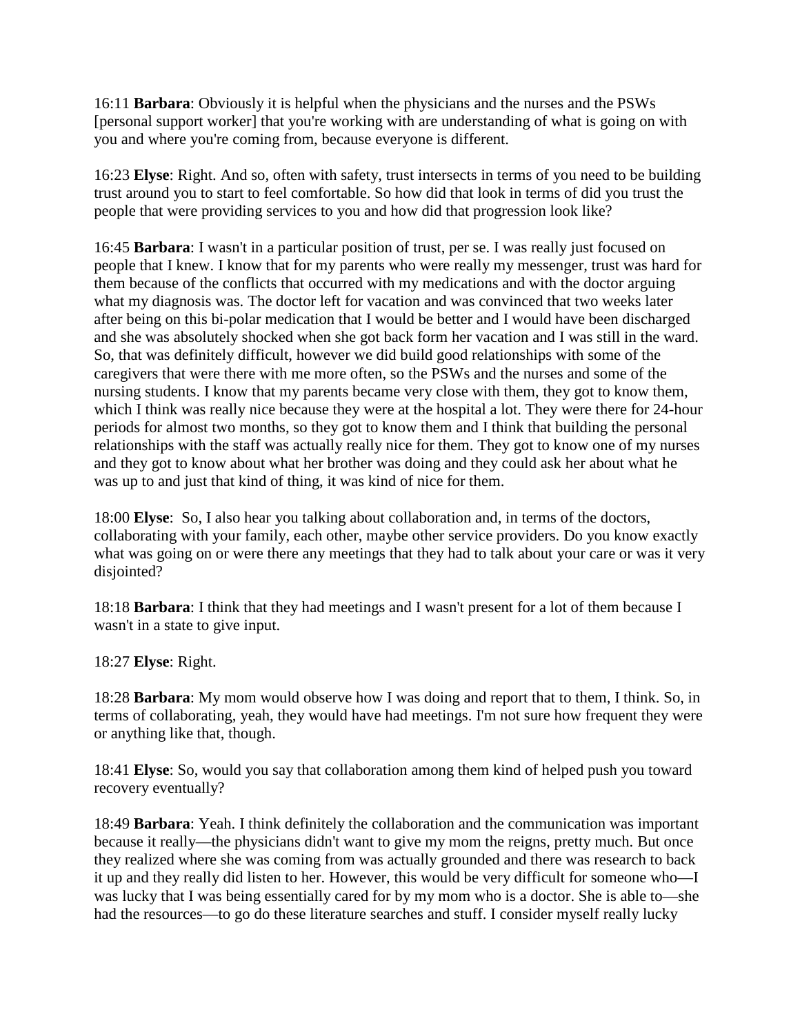16:11 **Barbara**: Obviously it is helpful when the physicians and the nurses and the PSWs [personal support worker] that you're working with are understanding of what is going on with you and where you're coming from, because everyone is different.

16:23 **Elyse**: Right. And so, often with safety, trust intersects in terms of you need to be building trust around you to start to feel comfortable. So how did that look in terms of did you trust the people that were providing services to you and how did that progression look like?

16:45 **Barbara**: I wasn't in a particular position of trust, per se. I was really just focused on people that I knew. I know that for my parents who were really my messenger, trust was hard for them because of the conflicts that occurred with my medications and with the doctor arguing what my diagnosis was. The doctor left for vacation and was convinced that two weeks later after being on this bi-polar medication that I would be better and I would have been discharged and she was absolutely shocked when she got back form her vacation and I was still in the ward. So, that was definitely difficult, however we did build good relationships with some of the caregivers that were there with me more often, so the PSWs and the nurses and some of the nursing students. I know that my parents became very close with them, they got to know them, which I think was really nice because they were at the hospital a lot. They were there for 24-hour periods for almost two months, so they got to know them and I think that building the personal relationships with the staff was actually really nice for them. They got to know one of my nurses and they got to know about what her brother was doing and they could ask her about what he was up to and just that kind of thing, it was kind of nice for them.

18:00 **Elyse**: So, I also hear you talking about collaboration and, in terms of the doctors, collaborating with your family, each other, maybe other service providers. Do you know exactly what was going on or were there any meetings that they had to talk about your care or was it very disjointed?

18:18 **Barbara**: I think that they had meetings and I wasn't present for a lot of them because I wasn't in a state to give input.

18:27 **Elyse**: Right.

18:28 **Barbara**: My mom would observe how I was doing and report that to them, I think. So, in terms of collaborating, yeah, they would have had meetings. I'm not sure how frequent they were or anything like that, though.

18:41 **Elyse**: So, would you say that collaboration among them kind of helped push you toward recovery eventually?

18:49 **Barbara**: Yeah. I think definitely the collaboration and the communication was important because it really—the physicians didn't want to give my mom the reigns, pretty much. But once they realized where she was coming from was actually grounded and there was research to back it up and they really did listen to her. However, this would be very difficult for someone who—I was lucky that I was being essentially cared for by my mom who is a doctor. She is able to—she had the resources—to go do these literature searches and stuff. I consider myself really lucky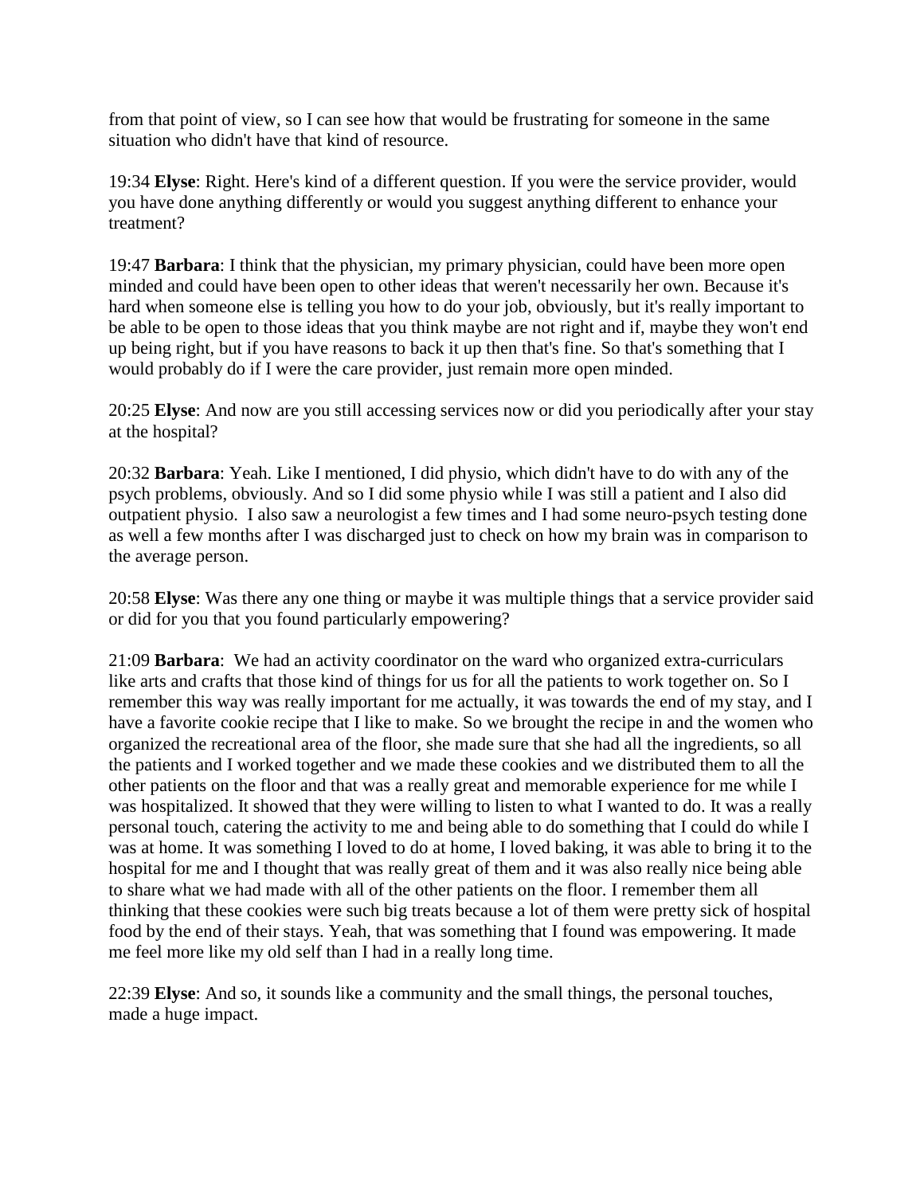from that point of view, so I can see how that would be frustrating for someone in the same situation who didn't have that kind of resource.

19:34 **Elyse**: Right. Here's kind of a different question. If you were the service provider, would you have done anything differently or would you suggest anything different to enhance your treatment?

19:47 **Barbara**: I think that the physician, my primary physician, could have been more open minded and could have been open to other ideas that weren't necessarily her own. Because it's hard when someone else is telling you how to do your job, obviously, but it's really important to be able to be open to those ideas that you think maybe are not right and if, maybe they won't end up being right, but if you have reasons to back it up then that's fine. So that's something that I would probably do if I were the care provider, just remain more open minded.

20:25 **Elyse**: And now are you still accessing services now or did you periodically after your stay at the hospital?

20:32 **Barbara**: Yeah. Like I mentioned, I did physio, which didn't have to do with any of the psych problems, obviously. And so I did some physio while I was still a patient and I also did outpatient physio. I also saw a neurologist a few times and I had some neuro-psych testing done as well a few months after I was discharged just to check on how my brain was in comparison to the average person.

20:58 **Elyse**: Was there any one thing or maybe it was multiple things that a service provider said or did for you that you found particularly empowering?

21:09 **Barbara**: We had an activity coordinator on the ward who organized extra-curriculars like arts and crafts that those kind of things for us for all the patients to work together on. So I remember this way was really important for me actually, it was towards the end of my stay, and I have a favorite cookie recipe that I like to make. So we brought the recipe in and the women who organized the recreational area of the floor, she made sure that she had all the ingredients, so all the patients and I worked together and we made these cookies and we distributed them to all the other patients on the floor and that was a really great and memorable experience for me while I was hospitalized. It showed that they were willing to listen to what I wanted to do. It was a really personal touch, catering the activity to me and being able to do something that I could do while I was at home. It was something I loved to do at home, I loved baking, it was able to bring it to the hospital for me and I thought that was really great of them and it was also really nice being able to share what we had made with all of the other patients on the floor. I remember them all thinking that these cookies were such big treats because a lot of them were pretty sick of hospital food by the end of their stays. Yeah, that was something that I found was empowering. It made me feel more like my old self than I had in a really long time.

22:39 **Elyse**: And so, it sounds like a community and the small things, the personal touches, made a huge impact.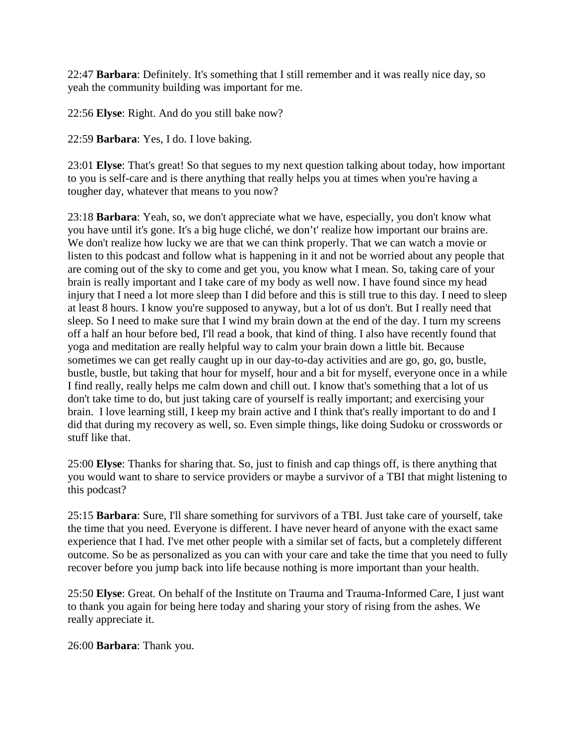22:47 **Barbara**: Definitely. It's something that I still remember and it was really nice day, so yeah the community building was important for me.

22:56 **Elyse**: Right. And do you still bake now?

22:59 **Barbara**: Yes, I do. I love baking.

23:01 **Elyse**: That's great! So that segues to my next question talking about today, how important to you is self-care and is there anything that really helps you at times when you're having a tougher day, whatever that means to you now?

23:18 **Barbara**: Yeah, so, we don't appreciate what we have, especially, you don't know what you have until it's gone. It's a big huge cliché, we don't' realize how important our brains are. We don't realize how lucky we are that we can think properly. That we can watch a movie or listen to this podcast and follow what is happening in it and not be worried about any people that are coming out of the sky to come and get you, you know what I mean. So, taking care of your brain is really important and I take care of my body as well now. I have found since my head injury that I need a lot more sleep than I did before and this is still true to this day. I need to sleep at least 8 hours. I know you're supposed to anyway, but a lot of us don't. But I really need that sleep. So I need to make sure that I wind my brain down at the end of the day. I turn my screens off a half an hour before bed, I'll read a book, that kind of thing. I also have recently found that yoga and meditation are really helpful way to calm your brain down a little bit. Because sometimes we can get really caught up in our day-to-day activities and are go, go, go, bustle, bustle, bustle, but taking that hour for myself, hour and a bit for myself, everyone once in a while I find really, really helps me calm down and chill out. I know that's something that a lot of us don't take time to do, but just taking care of yourself is really important; and exercising your brain. I love learning still, I keep my brain active and I think that's really important to do and I did that during my recovery as well, so. Even simple things, like doing Sudoku or crosswords or stuff like that.

25:00 **Elyse**: Thanks for sharing that. So, just to finish and cap things off, is there anything that you would want to share to service providers or maybe a survivor of a TBI that might listening to this podcast?

25:15 **Barbara**: Sure, I'll share something for survivors of a TBI. Just take care of yourself, take the time that you need. Everyone is different. I have never heard of anyone with the exact same experience that I had. I've met other people with a similar set of facts, but a completely different outcome. So be as personalized as you can with your care and take the time that you need to fully recover before you jump back into life because nothing is more important than your health.

25:50 **Elyse**: Great. On behalf of the Institute on Trauma and Trauma-Informed Care, I just want to thank you again for being here today and sharing your story of rising from the ashes. We really appreciate it.

26:00 **Barbara**: Thank you.